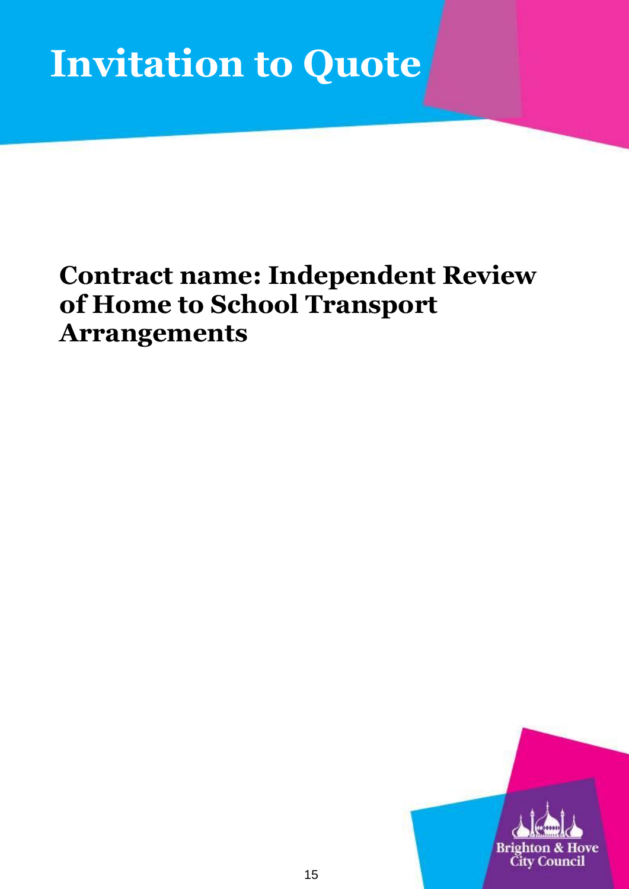# Invitation to Quote

## Contract name: Independent Review of Home to School Transport Arrangements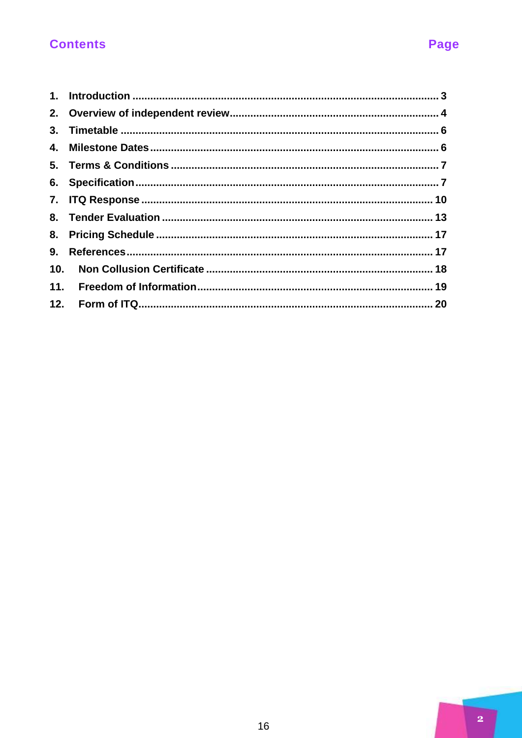## Contents

| | | Page |
|---|---|---|
| 1. | Introduction | 3 |
| 2. | Overview of independent review | 4 |
| 3. | Timetable | 6 |
| 4. | Milestone Dates | 6 |
| 5. | Terms & Conditions | 7 |
| 6. | Specification | 7 |
| 7. | ITQ Response | 10 |
| 8. | Tender Evaluation | 13 |
| 8. | Pricing Schedule | 17 |
| 9. | References | 17 |
| 10. | Non Collusion Certificate | 18 |
| 11. | Freedom of Information | 19 |
| 12. | Form of ITQ | 20 |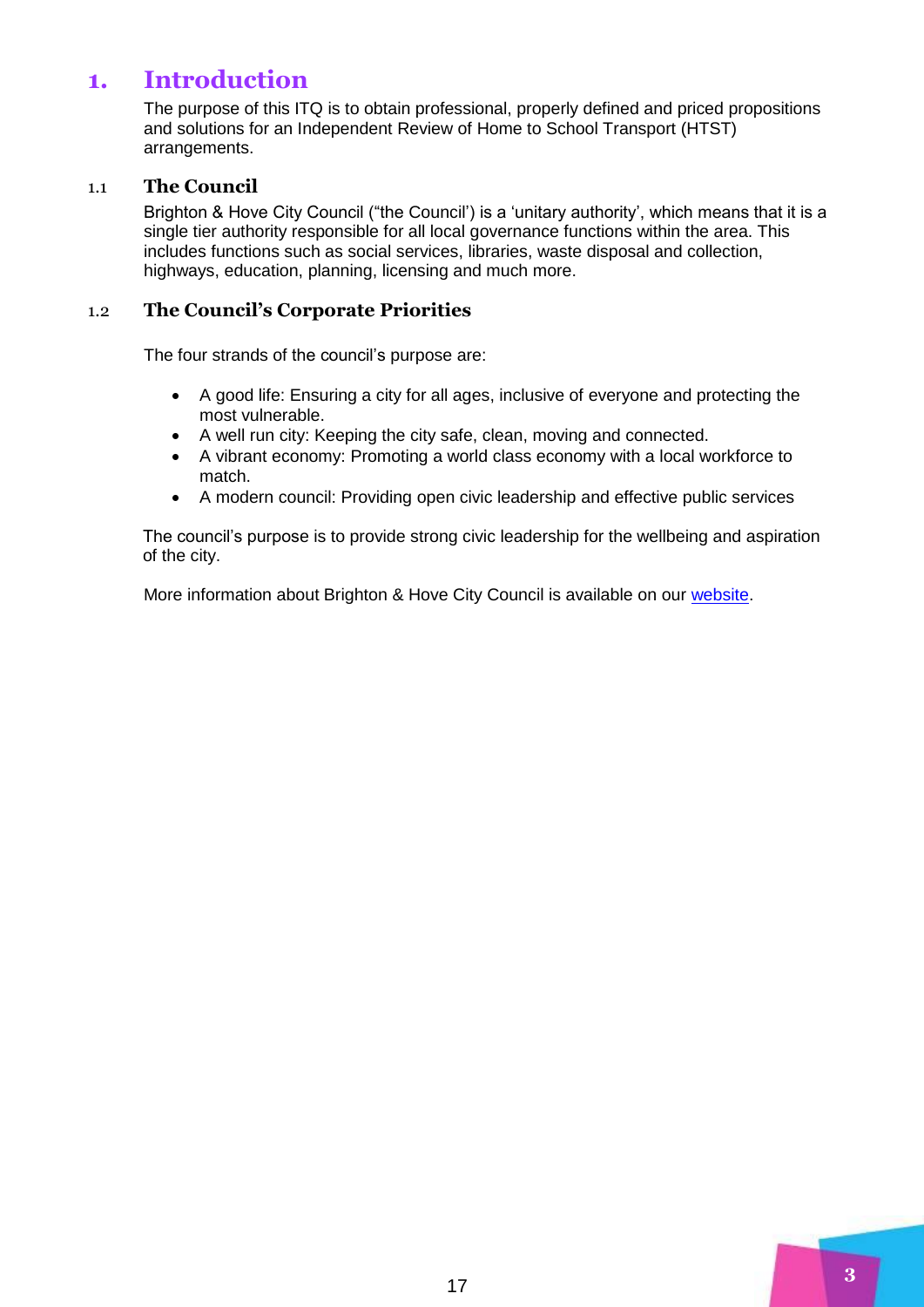# 1. Introduction

The purpose of this ITQ is to obtain professional, properly defined and priced propositions and solutions for an Independent Review of Home to School Transport (HTST) arrangements.

## 1.1 The Council

Brighton & Hove City Council ("the Council') is a 'unitary authority', which means that it is a single tier authority responsible for all local governance functions within the area. This includes functions such as social services, libraries, waste disposal and collection, highways, education, planning, licensing and much more.

## 1.2 The Council's Corporate Priorities

The four strands of the council's purpose are:

- A good life: Ensuring a city for all ages, inclusive of everyone and protecting the most vulnerable.
- A well run city: Keeping the city safe, clean, moving and connected.
- A vibrant economy: Promoting a world class economy with a local workforce to match.
- A modern council: Providing open civic leadership and effective public services

The council's purpose is to provide strong civic leadership for the wellbeing and aspiration of the city.

More information about Brighton & Hove City Council is available on our website.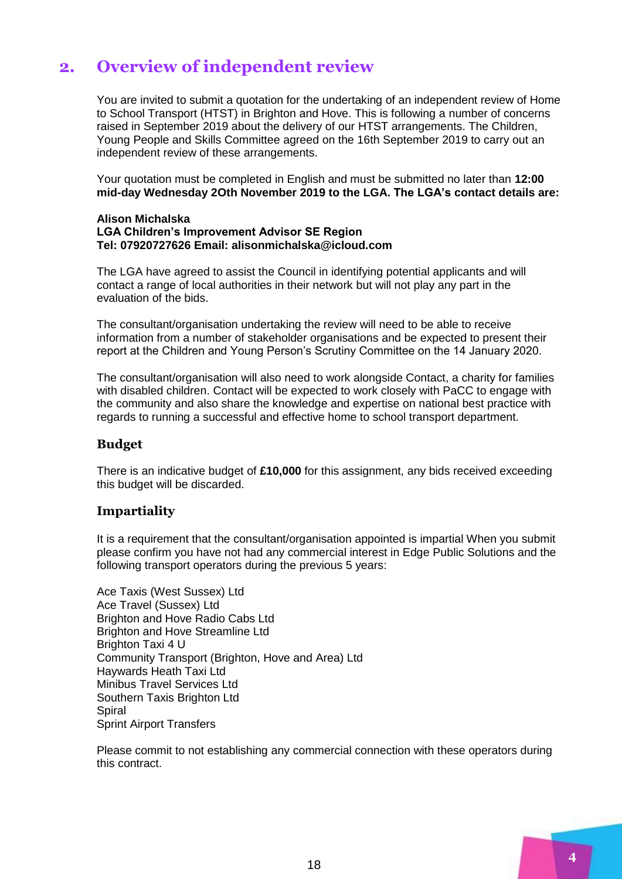## 2. Overview of independent review

You are invited to submit a quotation for the undertaking of an independent review of Home to School Transport (HTST) in Brighton and Hove. This is following a number of concerns raised in September 2019 about the delivery of our HTST arrangements. The Children, Young People and Skills Committee agreed on the 16th September 2019 to carry out an independent review of these arrangements.

Your quotation must be completed in English and must be submitted no later than **12:00 mid-day Wednesday 2Oth November 2019 to the LGA. The LGA's contact details are:**

**Alison Michalska**
**LGA Children's Improvement Advisor SE Region**
**Tel: 07920727626 Email: alisonmichalska@icloud.com**

The LGA have agreed to assist the Council in identifying potential applicants and will contact a range of local authorities in their network but will not play any part in the evaluation of the bids.

The consultant/organisation undertaking the review will need to be able to receive information from a number of stakeholder organisations and be expected to present their report at the Children and Young Person's Scrutiny Committee on the 14 January 2020.

The consultant/organisation will also need to work alongside Contact, a charity for families with disabled children. Contact will be expected to work closely with PaCC to engage with the community and also share the knowledge and expertise on national best practice with regards to running a successful and effective home to school transport department.

### Budget

There is an indicative budget of **£10,000** for this assignment, any bids received exceeding this budget will be discarded.

### Impartiality

It is a requirement that the consultant/organisation appointed is impartial When you submit please confirm you have not had any commercial interest in Edge Public Solutions and the following transport operators during the previous 5 years:

Ace Taxis (West Sussex) Ltd
Ace Travel (Sussex) Ltd
Brighton and Hove Radio Cabs Ltd
Brighton and Hove Streamline Ltd
Brighton Taxi 4 U
Community Transport (Brighton, Hove and Area) Ltd
Haywards Heath Taxi Ltd
Minibus Travel Services Ltd
Southern Taxis Brighton Ltd
Spiral
Sprint Airport Transfers

Please commit to not establishing any commercial connection with these operators during this contract.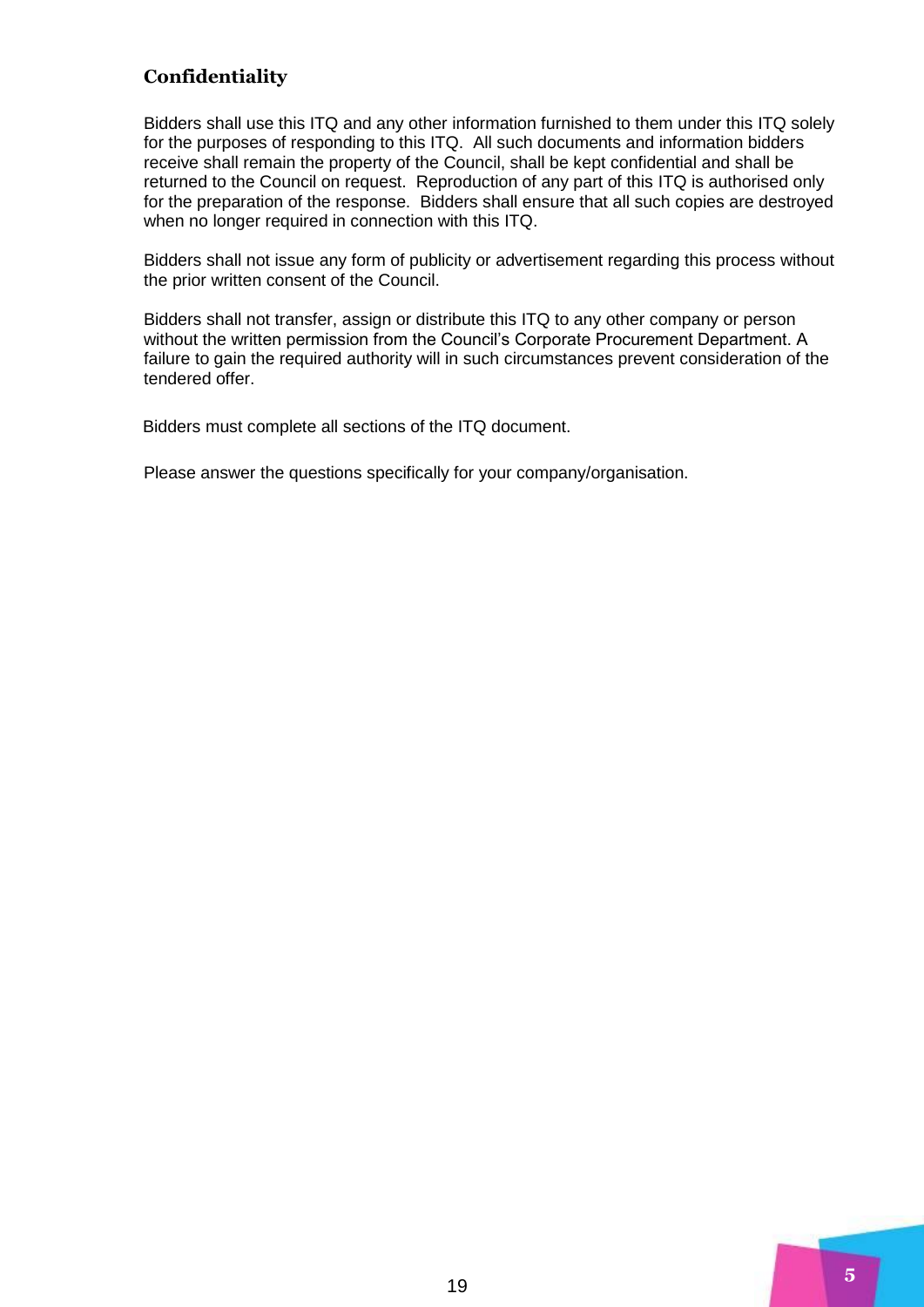### Confidentiality

Bidders shall use this ITQ and any other information furnished to them under this ITQ solely for the purposes of responding to this ITQ. All such documents and information bidders receive shall remain the property of the Council, shall be kept confidential and shall be returned to the Council on request. Reproduction of any part of this ITQ is authorised only for the preparation of the response. Bidders shall ensure that all such copies are destroyed when no longer required in connection with this ITQ.

Bidders shall not issue any form of publicity or advertisement regarding this process without the prior written consent of the Council.

Bidders shall not transfer, assign or distribute this ITQ to any other company or person without the written permission from the Council's Corporate Procurement Department. A failure to gain the required authority will in such circumstances prevent consideration of the tendered offer.

Bidders must complete all sections of the ITQ document.

Please answer the questions specifically for your company/organisation.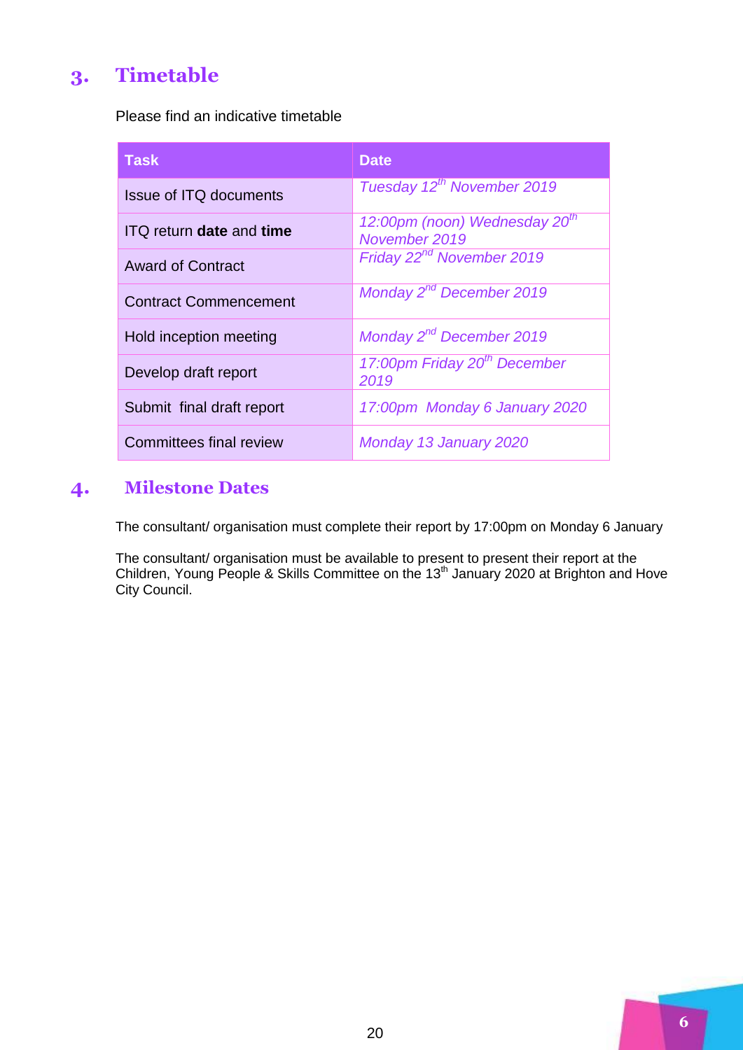## 3. Timetable

Please find an indicative timetable

| Task | Date |
|---|---|
| Issue of ITQ documents | *Tuesday 12th November 2019* |
| ITQ return **date** and **time** | *12:00pm (noon) Wednesday 20th November 2019* |
| Award of Contract | *Friday 22nd November 2019* |
| Contract Commencement | *Monday 2nd December 2019* |
| Hold inception meeting | *Monday 2nd December 2019* |
| Develop draft report | *17:00pm Friday 20th December 2019* |
| Submit final draft report | *17:00pm Monday 6 January 2020* |
| Committees final review | *Monday 13 January 2020* |

## 4. Milestone Dates

The consultant/ organisation must complete their report by 17:00pm on Monday 6 January

The consultant/ organisation must be available to present to present their report at the Children, Young People & Skills Committee on the 13th January 2020 at Brighton and Hove City Council.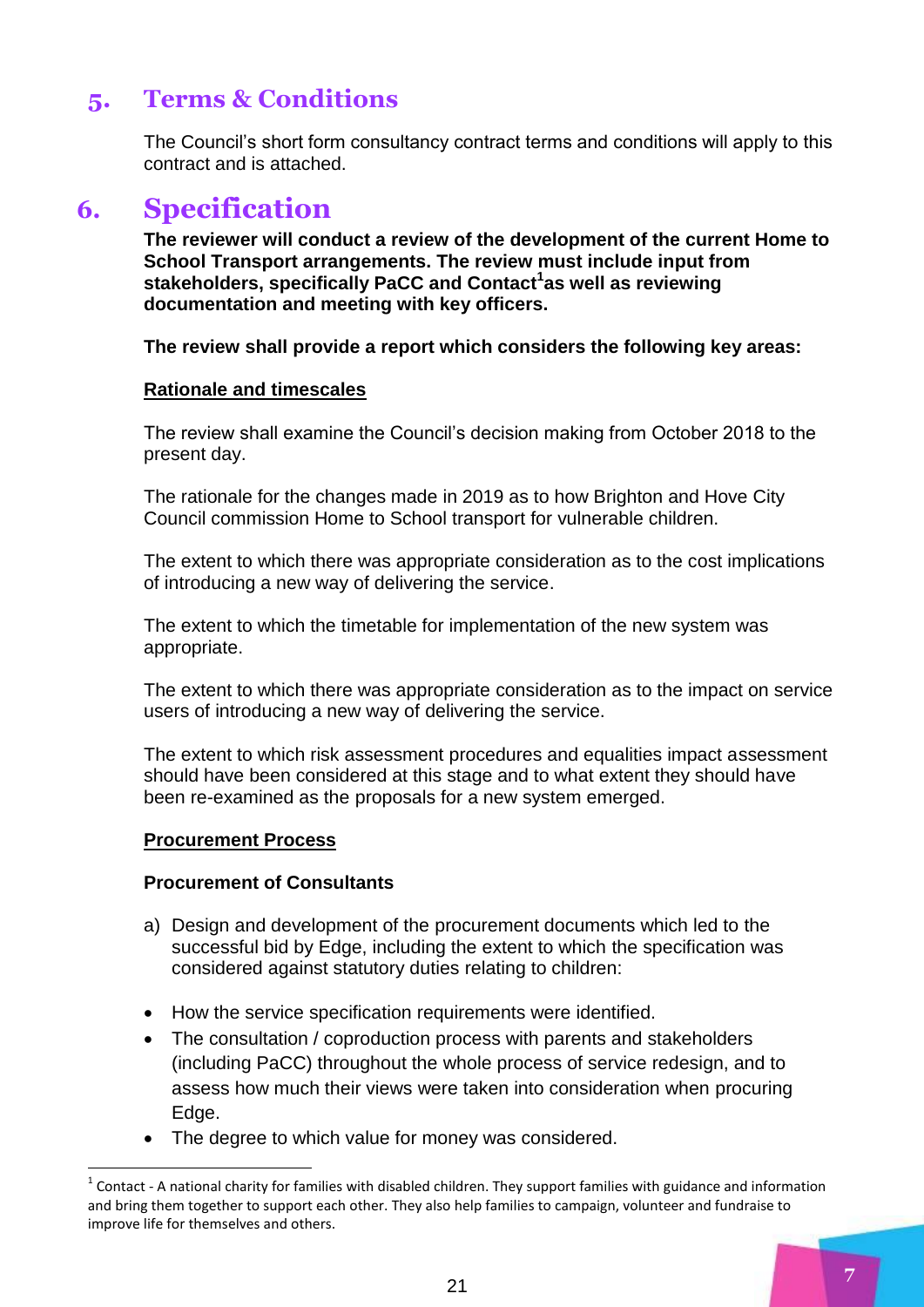## 5. Terms & Conditions

The Council's short form consultancy contract terms and conditions will apply to this contract and is attached.

## 6. Specification

**The reviewer will conduct a review of the development of the current Home to School Transport arrangements. The review must include input from stakeholders, specifically PaCC and Contact[1] as well as reviewing documentation and meeting with key officers.**

**The review shall provide a report which considers the following key areas:**

**<u>Rationale and timescales</u>**

The review shall examine the Council's decision making from October 2018 to the present day.

The rationale for the changes made in 2019 as to how Brighton and Hove City Council commission Home to School transport for vulnerable children.

The extent to which there was appropriate consideration as to the cost implications of introducing a new way of delivering the service.

The extent to which the timetable for implementation of the new system was appropriate.

The extent to which there was appropriate consideration as to the impact on service users of introducing a new way of delivering the service.

The extent to which risk assessment procedures and equalities impact assessment should have been considered at this stage and to what extent they should have been re-examined as the proposals for a new system emerged.

**<u>Procurement Process</u>**

**Procurement of Consultants**

a) Design and development of the procurement documents which led to the successful bid by Edge, including the extent to which the specification was considered against statutory duties relating to children:

- How the service specification requirements were identified.
- The consultation / coproduction process with parents and stakeholders (including PaCC) throughout the whole process of service redesign, and to assess how much their views were taken into consideration when procuring Edge.
- The degree to which value for money was considered.

[1] Contact - A national charity for families with disabled children. They support families with guidance and information and bring them together to support each other. They also help families to campaign, volunteer and fundraise to improve life for themselves and others.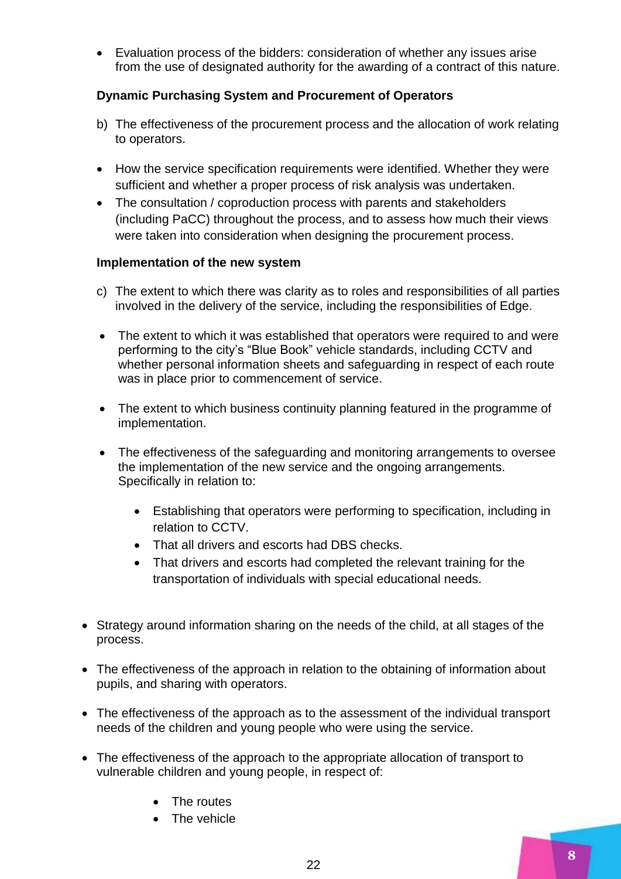- Evaluation process of the bidders: consideration of whether any issues arise from the use of designated authority for the awarding of a contract of this nature.

**Dynamic Purchasing System and Procurement of Operators**

b) The effectiveness of the procurement process and the allocation of work relating to operators.

- How the service specification requirements were identified. Whether they were sufficient and whether a proper process of risk analysis was undertaken.
- The consultation / coproduction process with parents and stakeholders (including PaCC) throughout the process, and to assess how much their views were taken into consideration when designing the procurement process.

**Implementation of the new system**

c) The extent to which there was clarity as to roles and responsibilities of all parties involved in the delivery of the service, including the responsibilities of Edge.

- The extent to which it was established that operators were required to and were performing to the city's "Blue Book" vehicle standards, including CCTV and whether personal information sheets and safeguarding in respect of each route was in place prior to commencement of service.
- The extent to which business continuity planning featured in the programme of implementation.
- The effectiveness of the safeguarding and monitoring arrangements to oversee the implementation of the new service and the ongoing arrangements. Specifically in relation to:
  - Establishing that operators were performing to specification, including in relation to CCTV.
  - That all drivers and escorts had DBS checks.
  - That drivers and escorts had completed the relevant training for the transportation of individuals with special educational needs.

- Strategy around information sharing on the needs of the child, at all stages of the process.
- The effectiveness of the approach in relation to the obtaining of information about pupils, and sharing with operators.
- The effectiveness of the approach as to the assessment of the individual transport needs of the children and young people who were using the service.
- The effectiveness of the approach to the appropriate allocation of transport to vulnerable children and young people, in respect of:
  - The routes
  - The vehicle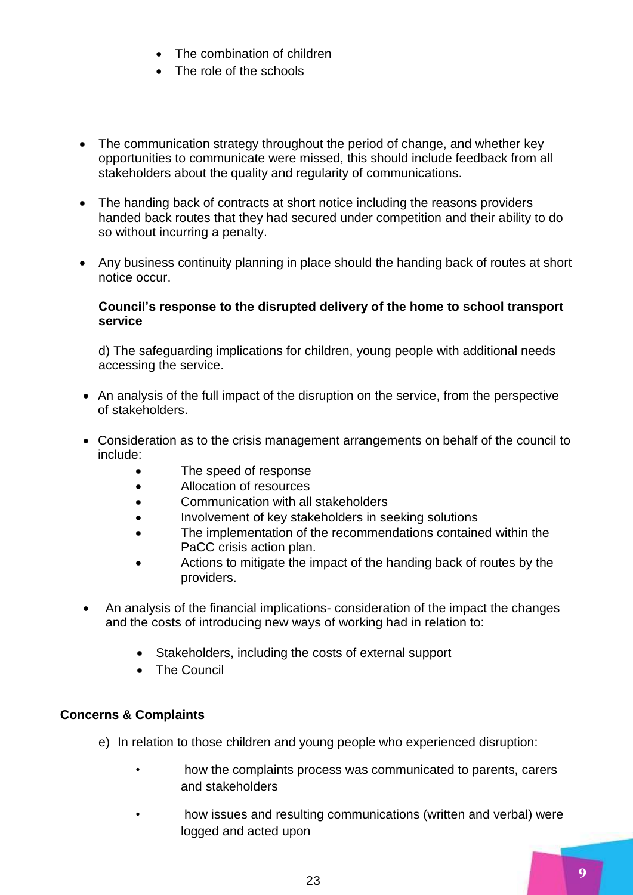- The combination of children
  - The role of the schools

- The communication strategy throughout the period of change, and whether key opportunities to communicate were missed, this should include feedback from all stakeholders about the quality and regularity of communications.

- The handing back of contracts at short notice including the reasons providers handed back routes that they had secured under competition and their ability to do so without incurring a penalty.

- Any business continuity planning in place should the handing back of routes at short notice occur.

**Council's response to the disrupted delivery of the home to school transport service**

d) The safeguarding implications for children, young people with additional needs accessing the service.

- An analysis of the full impact of the disruption on the service, from the perspective of stakeholders.

- Consideration as to the crisis management arrangements on behalf of the council to include:
  - The speed of response
  - Allocation of resources
  - Communication with all stakeholders
  - Involvement of key stakeholders in seeking solutions
  - The implementation of the recommendations contained within the PaCC crisis action plan.
  - Actions to mitigate the impact of the handing back of routes by the providers.

- An analysis of the financial implications- consideration of the impact the changes and the costs of introducing new ways of working had in relation to:
  - Stakeholders, including the costs of external support
  - The Council

**Concerns & Complaints**

e) In relation to those children and young people who experienced disruption:

- how the complaints process was communicated to parents, carers and stakeholders

- how issues and resulting communications (written and verbal) were logged and acted upon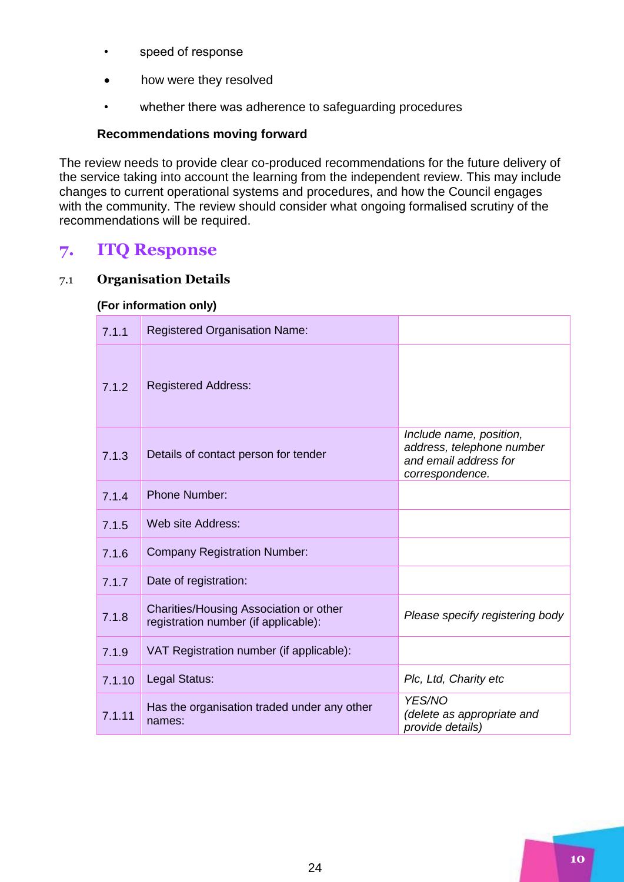- speed of response
- how were they resolved
- whether there was adherence to safeguarding procedures

**Recommendations moving forward**

The review needs to provide clear co-produced recommendations for the future delivery of the service taking into account the learning from the independent review. This may include changes to current operational systems and procedures, and how the Council engages with the community. The review should consider what ongoing formalised scrutiny of the recommendations will be required.

## 7. ITQ Response

### 7.1 Organisation Details

**(For information only)**

| | | |
|---|---|---|
| 7.1.1 | Registered Organisation Name: | |
| 7.1.2 | Registered Address: | |
| 7.1.3 | Details of contact person for tender | *Include name, position, address, telephone number and email address for correspondence.* |
| 7.1.4 | Phone Number: | |
| 7.1.5 | Web site Address: | |
| 7.1.6 | Company Registration Number: | |
| 7.1.7 | Date of registration: | |
| 7.1.8 | Charities/Housing Association or other registration number (if applicable): | *Please specify registering body* |
| 7.1.9 | VAT Registration number (if applicable): | |
| 7.1.10 | Legal Status: | *Plc, Ltd, Charity etc* |
| 7.1.11 | Has the organisation traded under any other names: | *YES/NO (delete as appropriate and provide details)* |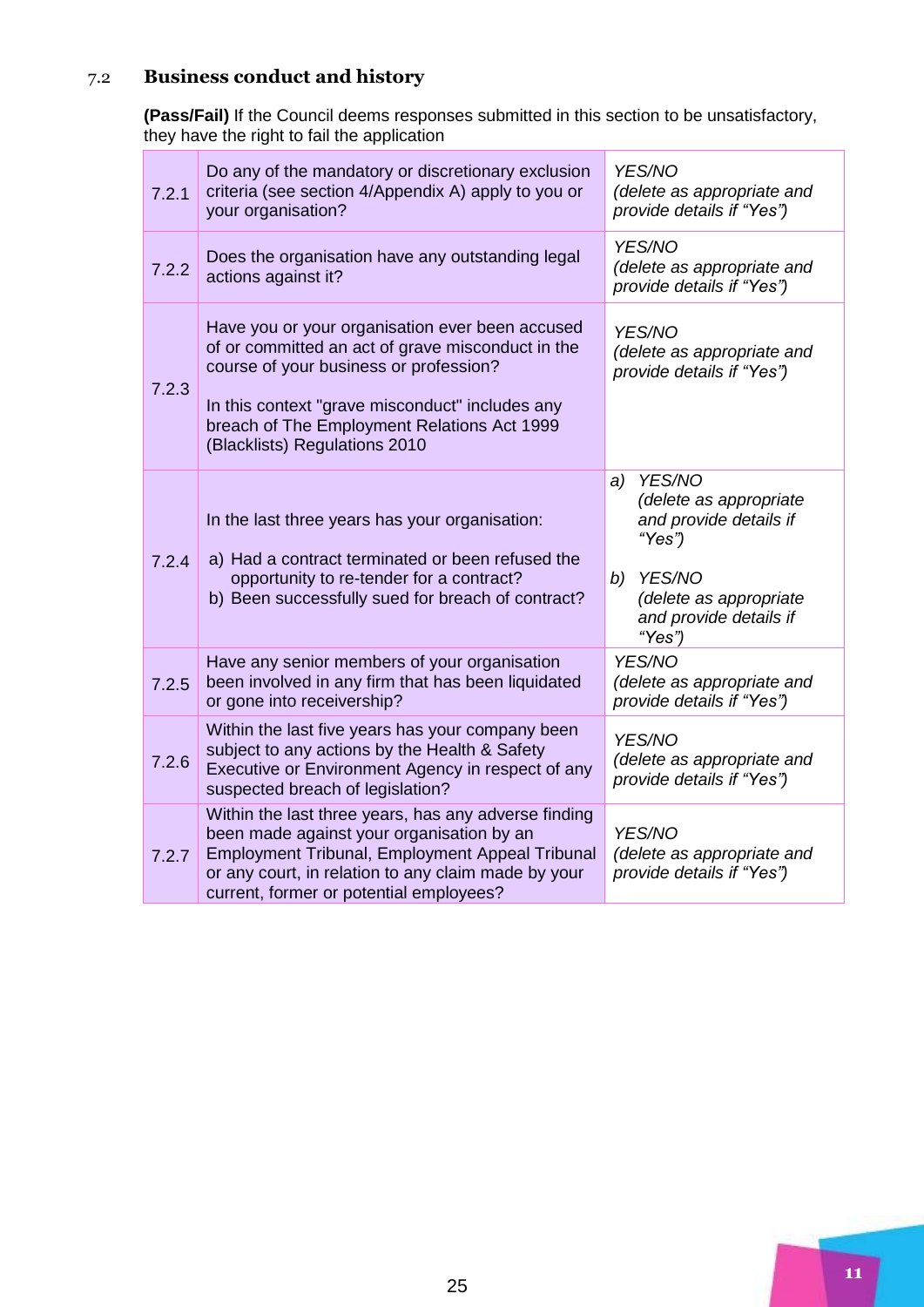## 7.2 Business conduct and history

**(Pass/Fail)** If the Council deems responses submitted in this section to be unsatisfactory, they have the right to fail the application

| | | |
|---|---|---|
| 7.2.1 | Do any of the mandatory or discretionary exclusion criteria (see section 4/Appendix A) apply to you or your organisation? | *YES/NO (delete as appropriate and provide details if "Yes")* |
| 7.2.2 | Does the organisation have any outstanding legal actions against it? | *YES/NO (delete as appropriate and provide details if "Yes")* |
| 7.2.3 | Have you or your organisation ever been accused of or committed an act of grave misconduct in the course of your business or profession?<br><br>In this context "grave misconduct" includes any breach of The Employment Relations Act 1999 (Blacklists) Regulations 2010 | *YES/NO (delete as appropriate and provide details if "Yes")* |
| 7.2.4 | In the last three years has your organisation:<br><br>a) Had a contract terminated or been refused the opportunity to re-tender for a contract?<br>b) Been successfully sued for breach of contract? | *a) YES/NO (delete as appropriate and provide details if "Yes")*<br><br>*b) YES/NO (delete as appropriate and provide details if "Yes")* |
| 7.2.5 | Have any senior members of your organisation been involved in any firm that has been liquidated or gone into receivership? | *YES/NO (delete as appropriate and provide details if "Yes")* |
| 7.2.6 | Within the last five years has your company been subject to any actions by the Health & Safety Executive or Environment Agency in respect of any suspected breach of legislation? | *YES/NO (delete as appropriate and provide details if "Yes")* |
| 7.2.7 | Within the last three years, has any adverse finding been made against your organisation by an Employment Tribunal, Employment Appeal Tribunal or any court, in relation to any claim made by your current, former or potential employees? | *YES/NO (delete as appropriate and provide details if "Yes")* |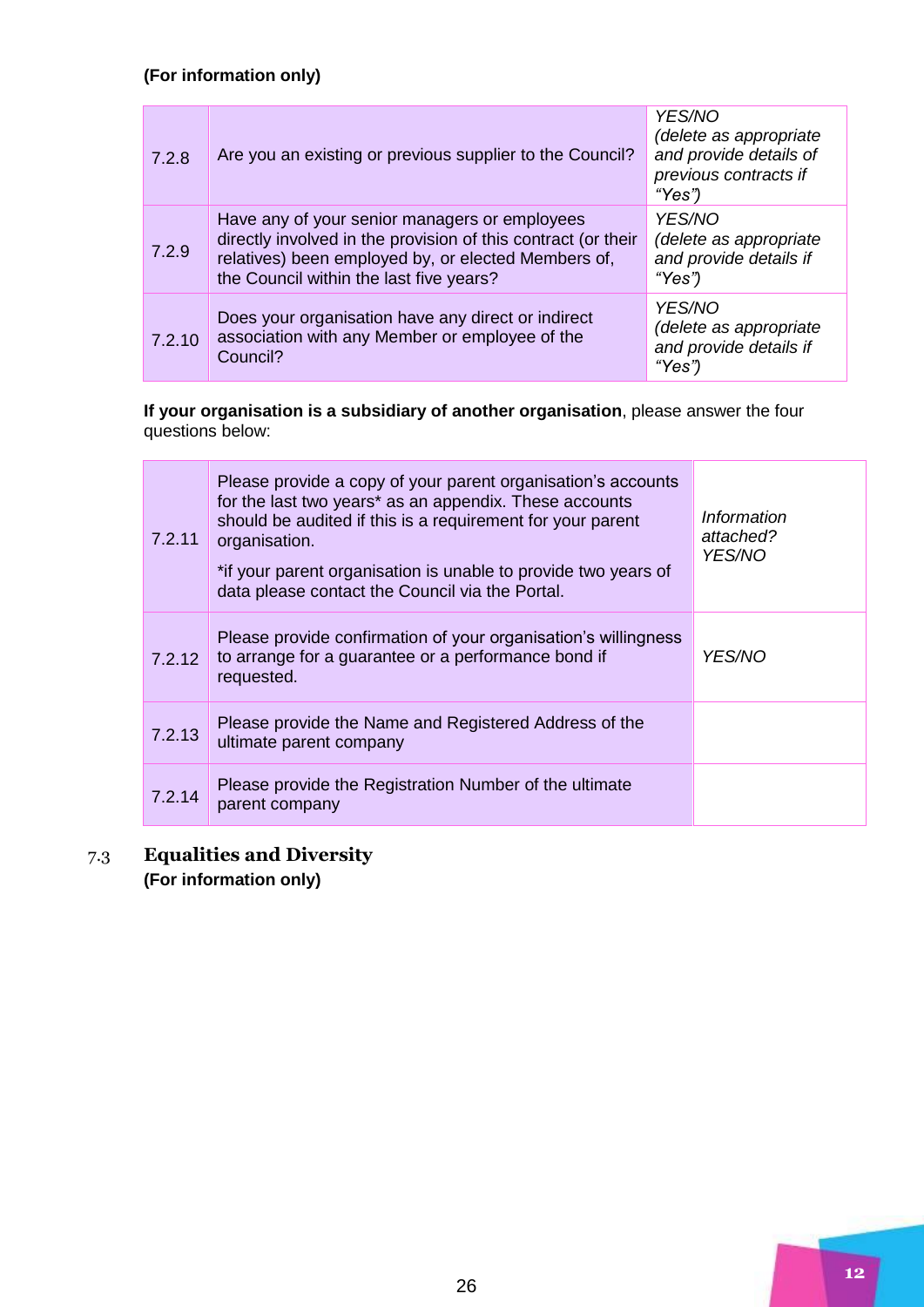**(For information only)**

| | | |
|---|---|---|
| 7.2.8 | Are you an existing or previous supplier to the Council? | *YES/NO (delete as appropriate and provide details of previous contracts if "Yes")* |
| 7.2.9 | Have any of your senior managers or employees directly involved in the provision of this contract (or their relatives) been employed by, or elected Members of, the Council within the last five years? | *YES/NO (delete as appropriate and provide details if "Yes")* |
| 7.2.10 | Does your organisation have any direct or indirect association with any Member or employee of the Council? | *YES/NO (delete as appropriate and provide details if "Yes")* |

**If your organisation is a subsidiary of another organisation**, please answer the four questions below:

| | | |
|---|---|---|
| 7.2.11 | Please provide a copy of your parent organisation's accounts for the last two years* as an appendix. These accounts should be audited if this is a requirement for your parent organisation.<br><br>*if your parent organisation is unable to provide two years of data please contact the Council via the Portal. | *Information attached? YES/NO* |
| 7.2.12 | Please provide confirmation of your organisation's willingness to arrange for a guarantee or a performance bond if requested. | *YES/NO* |
| 7.2.13 | Please provide the Name and Registered Address of the ultimate parent company | |
| 7.2.14 | Please provide the Registration Number of the ultimate parent company | |

## 7.3 Equalities and Diversity

**(For information only)**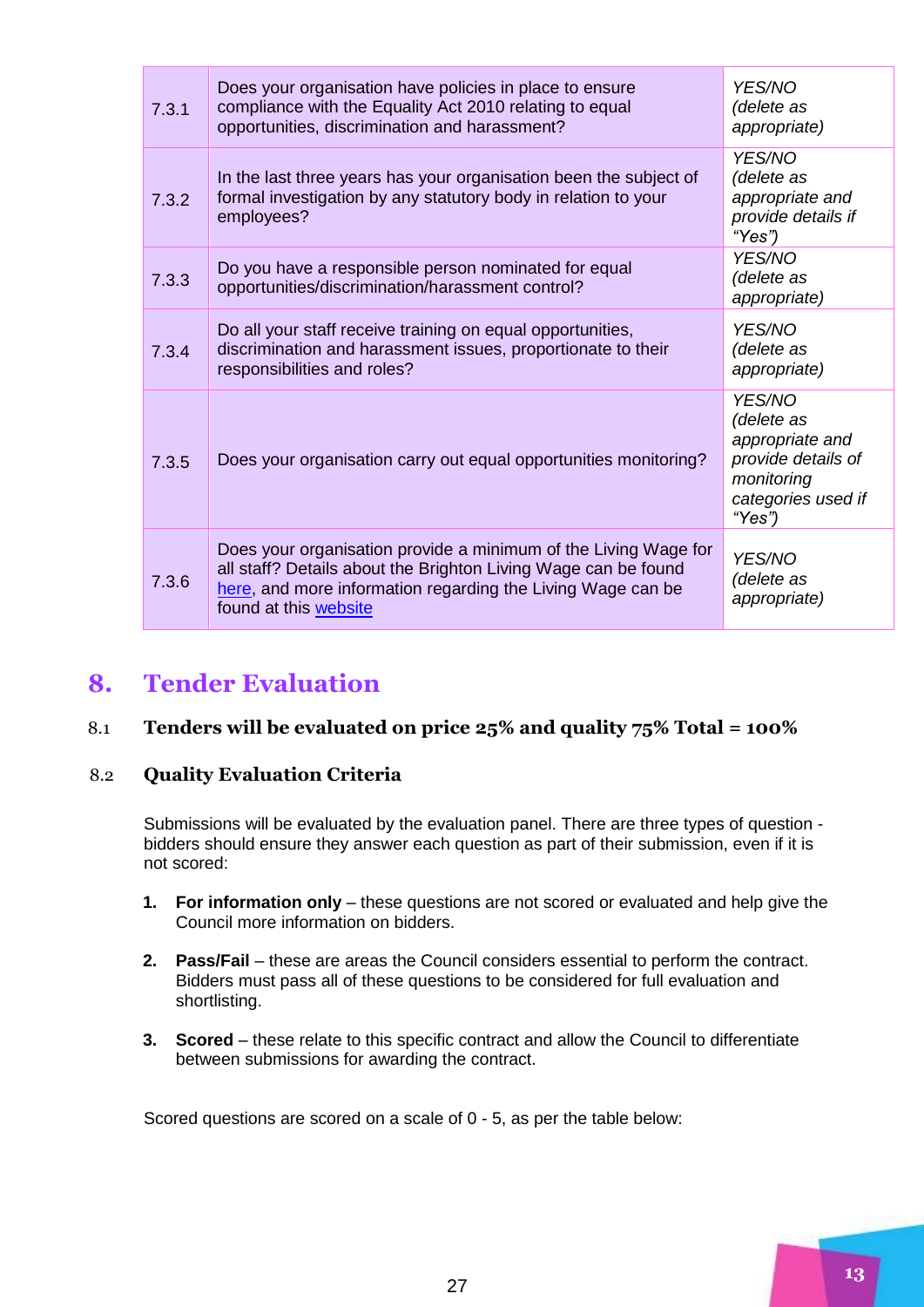| | | |
|---|---|---|
| 7.3.1 | Does your organisation have policies in place to ensure compliance with the Equality Act 2010 relating to equal opportunities, discrimination and harassment? | *YES/NO (delete as appropriate)* |
| 7.3.2 | In the last three years has your organisation been the subject of formal investigation by any statutory body in relation to your employees? | *YES/NO (delete as appropriate and provide details if "Yes")* |
| 7.3.3 | Do you have a responsible person nominated for equal opportunities/discrimination/harassment control? | *YES/NO (delete as appropriate)* |
| 7.3.4 | Do all your staff receive training on equal opportunities, discrimination and harassment issues, proportionate to their responsibilities and roles? | *YES/NO (delete as appropriate)* |
| 7.3.5 | Does your organisation carry out equal opportunities monitoring? | *YES/NO (delete as appropriate and provide details of monitoring categories used if "Yes")* |
| 7.3.6 | Does your organisation provide a minimum of the Living Wage for all staff? Details about the Brighton Living Wage can be found here, and more information regarding the Living Wage can be found at this website | *YES/NO (delete as appropriate)* |

# 8. Tender Evaluation

8.1 **Tenders will be evaluated on price 25% and quality 75% Total = 100%**

8.2 **Quality Evaluation Criteria**

Submissions will be evaluated by the evaluation panel. There are three types of question - bidders should ensure they answer each question as part of their submission, even if it is not scored:

1. **For information only** – these questions are not scored or evaluated and help give the Council more information on bidders.

2. **Pass/Fail** – these are areas the Council considers essential to perform the contract. Bidders must pass all of these questions to be considered for full evaluation and shortlisting.

3. **Scored** – these relate to this specific contract and allow the Council to differentiate between submissions for awarding the contract.

Scored questions are scored on a scale of 0 - 5, as per the table below: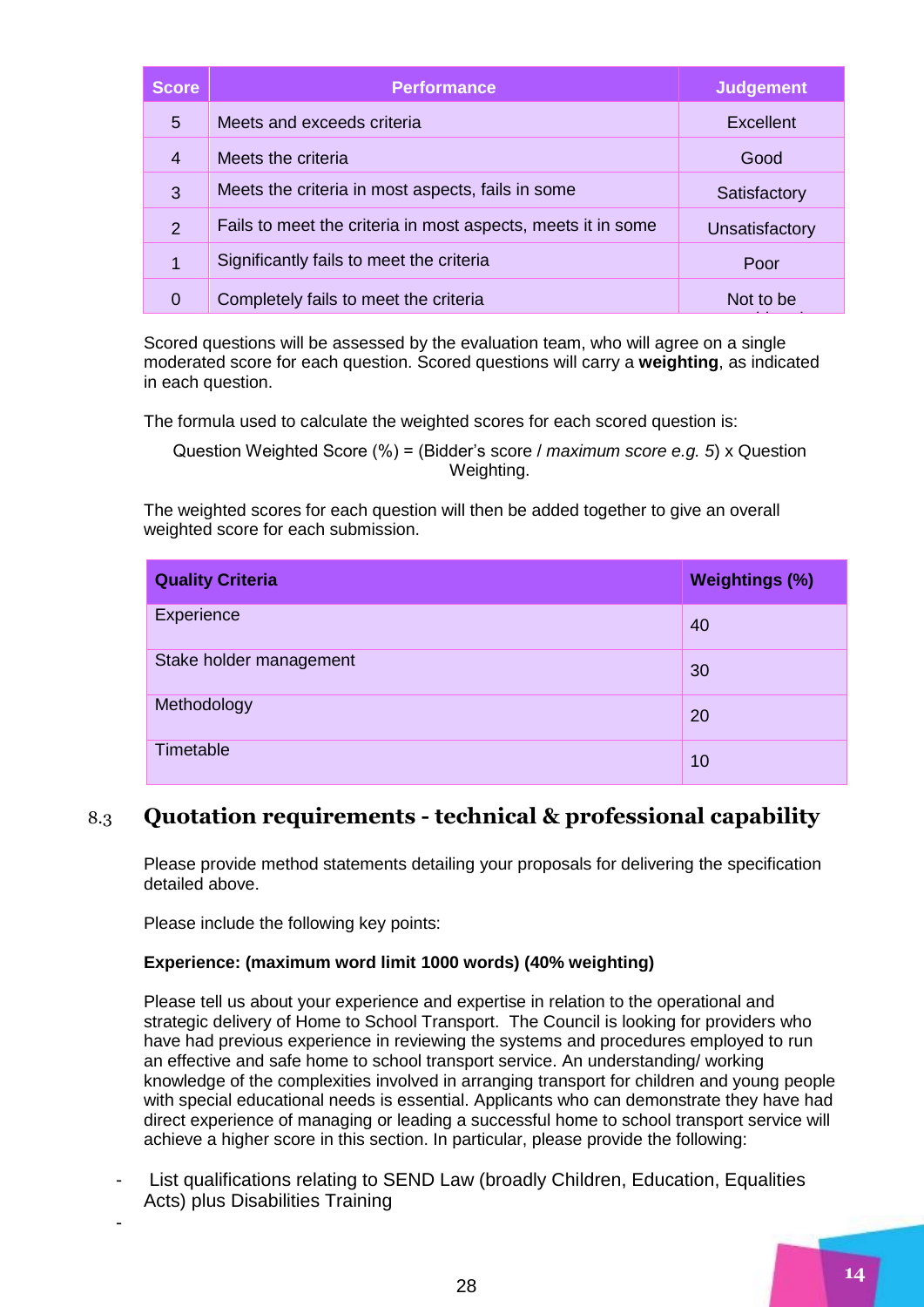| Score | Performance | Judgement |
|---|---|---|
| 5 | Meets and exceeds criteria | Excellent |
| 4 | Meets the criteria | Good |
| 3 | Meets the criteria in most aspects, fails in some | Satisfactory |
| 2 | Fails to meet the criteria in most aspects, meets it in some | Unsatisfactory |
| 1 | Significantly fails to meet the criteria | Poor |
| 0 | Completely fails to meet the criteria | Not to be |

Scored questions will be assessed by the evaluation team, who will agree on a single moderated score for each question. Scored questions will carry a **weighting**, as indicated in each question.

The formula used to calculate the weighted scores for each scored question is:

Question Weighted Score (%) = (Bidder's score / *maximum score e.g. 5*) x Question Weighting.

The weighted scores for each question will then be added together to give an overall weighted score for each submission.

| Quality Criteria | Weightings (%) |
|---|---|
| Experience | 40 |
| Stake holder management | 30 |
| Methodology | 20 |
| Timetable | 10 |

## 8.3 Quotation requirements - technical & professional capability

Please provide method statements detailing your proposals for delivering the specification detailed above.

Please include the following key points:

**Experience: (maximum word limit 1000 words) (40% weighting)**

Please tell us about your experience and expertise in relation to the operational and strategic delivery of Home to School Transport. The Council is looking for providers who have had previous experience in reviewing the systems and procedures employed to run an effective and safe home to school transport service. An understanding/ working knowledge of the complexities involved in arranging transport for children and young people with special educational needs is essential. Applicants who can demonstrate they have had direct experience of managing or leading a successful home to school transport service will achieve a higher score in this section. In particular, please provide the following:

- List qualifications relating to SEND Law (broadly Children, Education, Equalities Acts) plus Disabilities Training
-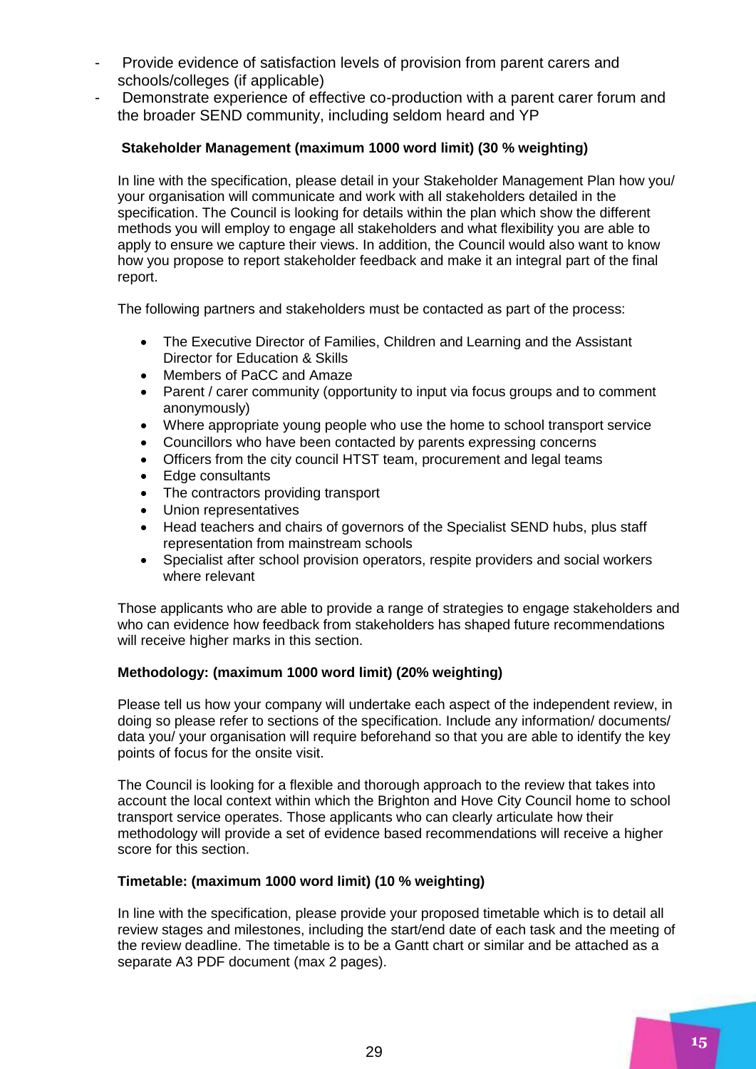- Provide evidence of satisfaction levels of provision from parent carers and schools/colleges (if applicable)
- Demonstrate experience of effective co-production with a parent carer forum and the broader SEND community, including seldom heard and YP

**Stakeholder Management (maximum 1000 word limit) (30 % weighting)**

In line with the specification, please detail in your Stakeholder Management Plan how you/ your organisation will communicate and work with all stakeholders detailed in the specification. The Council is looking for details within the plan which show the different methods you will employ to engage all stakeholders and what flexibility you are able to apply to ensure we capture their views. In addition, the Council would also want to know how you propose to report stakeholder feedback and make it an integral part of the final report.

The following partners and stakeholders must be contacted as part of the process:

- The Executive Director of Families, Children and Learning and the Assistant Director for Education & Skills
- Members of PaCC and Amaze
- Parent / carer community (opportunity to input via focus groups and to comment anonymously)
- Where appropriate young people who use the home to school transport service
- Councillors who have been contacted by parents expressing concerns
- Officers from the city council HTST team, procurement and legal teams
- Edge consultants
- The contractors providing transport
- Union representatives
- Head teachers and chairs of governors of the Specialist SEND hubs, plus staff representation from mainstream schools
- Specialist after school provision operators, respite providers and social workers where relevant

Those applicants who are able to provide a range of strategies to engage stakeholders and who can evidence how feedback from stakeholders has shaped future recommendations will receive higher marks in this section.

**Methodology: (maximum 1000 word limit) (20% weighting)**

Please tell us how your company will undertake each aspect of the independent review, in doing so please refer to sections of the specification. Include any information/ documents/ data you/ your organisation will require beforehand so that you are able to identify the key points of focus for the onsite visit.

The Council is looking for a flexible and thorough approach to the review that takes into account the local context within which the Brighton and Hove City Council home to school transport service operates. Those applicants who can clearly articulate how their methodology will provide a set of evidence based recommendations will receive a higher score for this section.

**Timetable: (maximum 1000 word limit) (10 % weighting)**

In line with the specification, please provide your proposed timetable which is to detail all review stages and milestones, including the start/end date of each task and the meeting of the review deadline. The timetable is to be a Gantt chart or similar and be attached as a separate A3 PDF document (max 2 pages).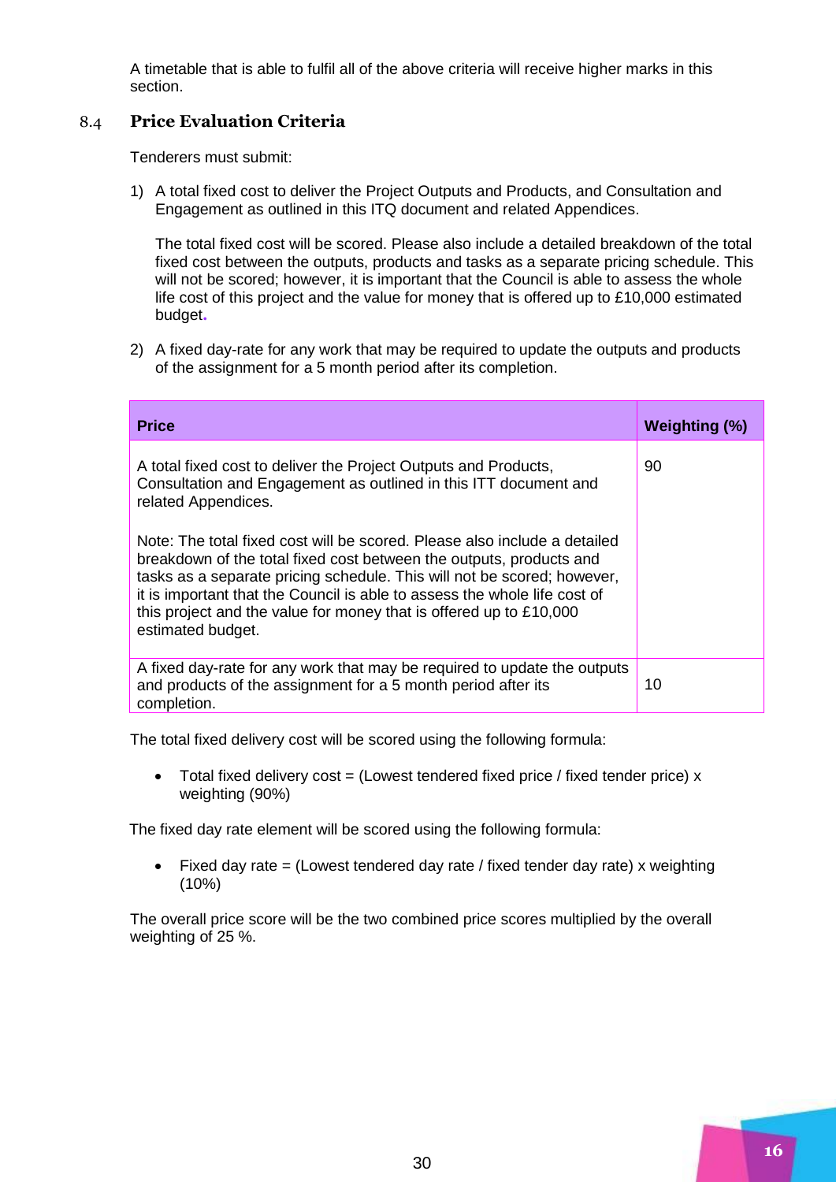A timetable that is able to fulfil all of the above criteria will receive higher marks in this section.

### 8.4 Price Evaluation Criteria

Tenderers must submit:

1) A total fixed cost to deliver the Project Outputs and Products, and Consultation and Engagement as outlined in this ITQ document and related Appendices.

   The total fixed cost will be scored. Please also include a detailed breakdown of the total fixed cost between the outputs, products and tasks as a separate pricing schedule. This will not be scored; however, it is important that the Council is able to assess the whole life cost of this project and the value for money that is offered up to £10,000 estimated budget.

2) A fixed day-rate for any work that may be required to update the outputs and products of the assignment for a 5 month period after its completion.

| Price | Weighting (%) |
| --- | --- |
| A total fixed cost to deliver the Project Outputs and Products, Consultation and Engagement as outlined in this ITT document and related Appendices.<br><br>Note: The total fixed cost will be scored. Please also include a detailed breakdown of the total fixed cost between the outputs, products and tasks as a separate pricing schedule. This will not be scored; however, it is important that the Council is able to assess the whole life cost of this project and the value for money that is offered up to £10,000 estimated budget. | 90 |
| A fixed day-rate for any work that may be required to update the outputs and products of the assignment for a 5 month period after its completion. | 10 |

The total fixed delivery cost will be scored using the following formula:

- Total fixed delivery cost = (Lowest tendered fixed price / fixed tender price) x weighting (90%)

The fixed day rate element will be scored using the following formula:

- Fixed day rate = (Lowest tendered day rate / fixed tender day rate) x weighting (10%)

The overall price score will be the two combined price scores multiplied by the overall weighting of 25 %.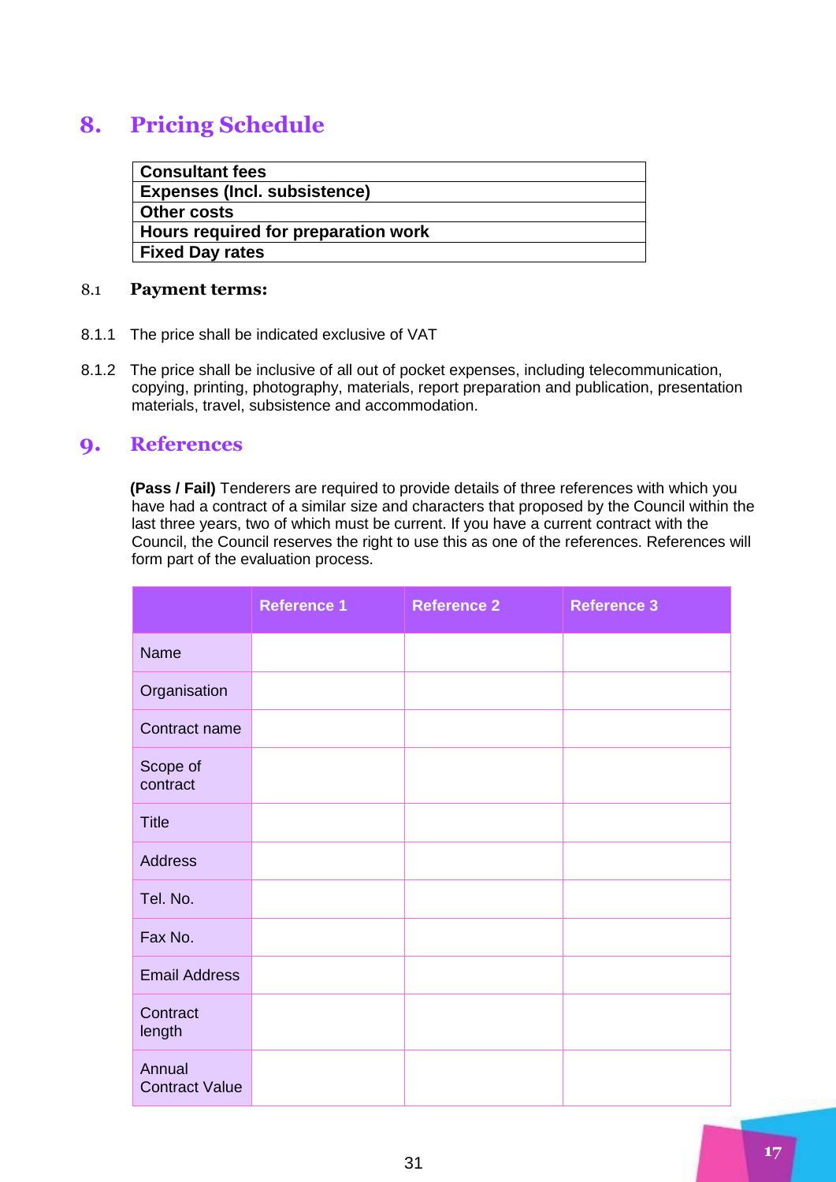## 8. Pricing Schedule

| **Consultant fees** |
|---|
| **Expenses (Incl. subsistence)** |
| **Other costs** |
| **Hours required for preparation work** |
| **Fixed Day rates** |

### 8.1 Payment terms:

8.1.1 The price shall be indicated exclusive of VAT

8.1.2 The price shall be inclusive of all out of pocket expenses, including telecommunication, copying, printing, photography, materials, report preparation and publication, presentation materials, travel, subsistence and accommodation.

## 9. References

**(Pass / Fail)** Tenderers are required to provide details of three references with which you have had a contract of a similar size and characters that proposed by the Council within the last three years, two of which must be current. If you have a current contract with the Council, the Council reserves the right to use this as one of the references. References will form part of the evaluation process.

| | Reference 1 | Reference 2 | Reference 3 |
|---|---|---|---|
| Name | | | |
| Organisation | | | |
| Contract name | | | |
| Scope of contract | | | |
| Title | | | |
| Address | | | |
| Tel. No. | | | |
| Fax No. | | | |
| Email Address | | | |
| Contract length | | | |
| Annual Contract Value | | | |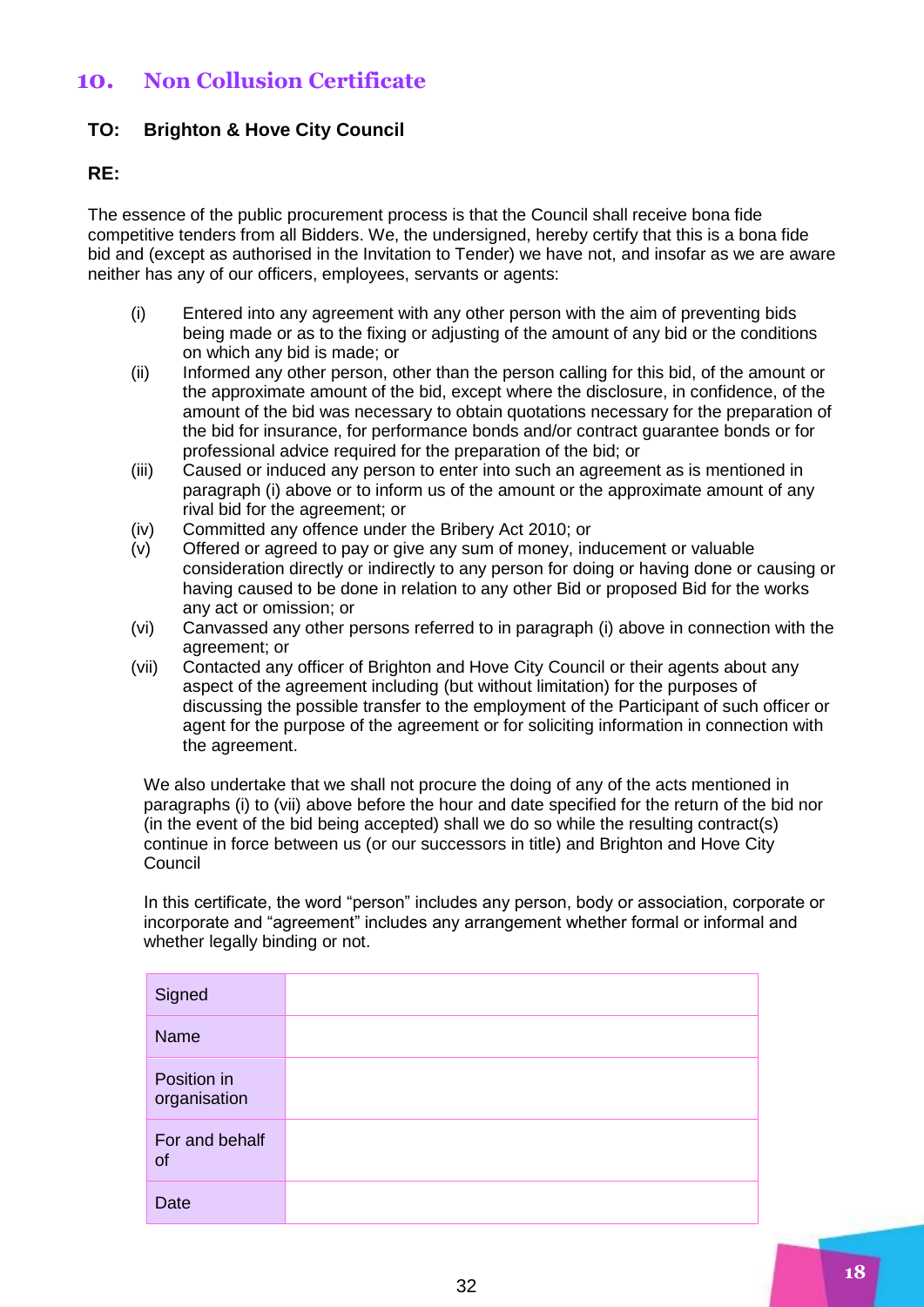## 10. Non Collusion Certificate

**TO: Brighton & Hove City Council**

**RE:**

The essence of the public procurement process is that the Council shall receive bona fide competitive tenders from all Bidders. We, the undersigned, hereby certify that this is a bona fide bid and (except as authorised in the Invitation to Tender) we have not, and insofar as we are aware neither has any of our officers, employees, servants or agents:

(i) Entered into any agreement with any other person with the aim of preventing bids being made or as to the fixing or adjusting of the amount of any bid or the conditions on which any bid is made; or

(ii) Informed any other person, other than the person calling for this bid, of the amount or the approximate amount of the bid, except where the disclosure, in confidence, of the amount of the bid was necessary to obtain quotations necessary for the preparation of the bid for insurance, for performance bonds and/or contract guarantee bonds or for professional advice required for the preparation of the bid; or

(iii) Caused or induced any person to enter into such an agreement as is mentioned in paragraph (i) above or to inform us of the amount or the approximate amount of any rival bid for the agreement; or

(iv) Committed any offence under the Bribery Act 2010; or

(v) Offered or agreed to pay or give any sum of money, inducement or valuable consideration directly or indirectly to any person for doing or having done or causing or having caused to be done in relation to any other Bid or proposed Bid for the works any act or omission; or

(vi) Canvassed any other persons referred to in paragraph (i) above in connection with the agreement; or

(vii) Contacted any officer of Brighton and Hove City Council or their agents about any aspect of the agreement including (but without limitation) for the purposes of discussing the possible transfer to the employment of the Participant of such officer or agent for the purpose of the agreement or for soliciting information in connection with the agreement.

We also undertake that we shall not procure the doing of any of the acts mentioned in paragraphs (i) to (vii) above before the hour and date specified for the return of the bid nor (in the event of the bid being accepted) shall we do so while the resulting contract(s) continue in force between us (or our successors in title) and Brighton and Hove City Council

In this certificate, the word "person" includes any person, body or association, corporate or incorporate and "agreement" includes any arrangement whether formal or informal and whether legally binding or not.

| Signed | |
|---|---|
| Name | |
| Position in organisation | |
| For and behalf of | |
| Date | |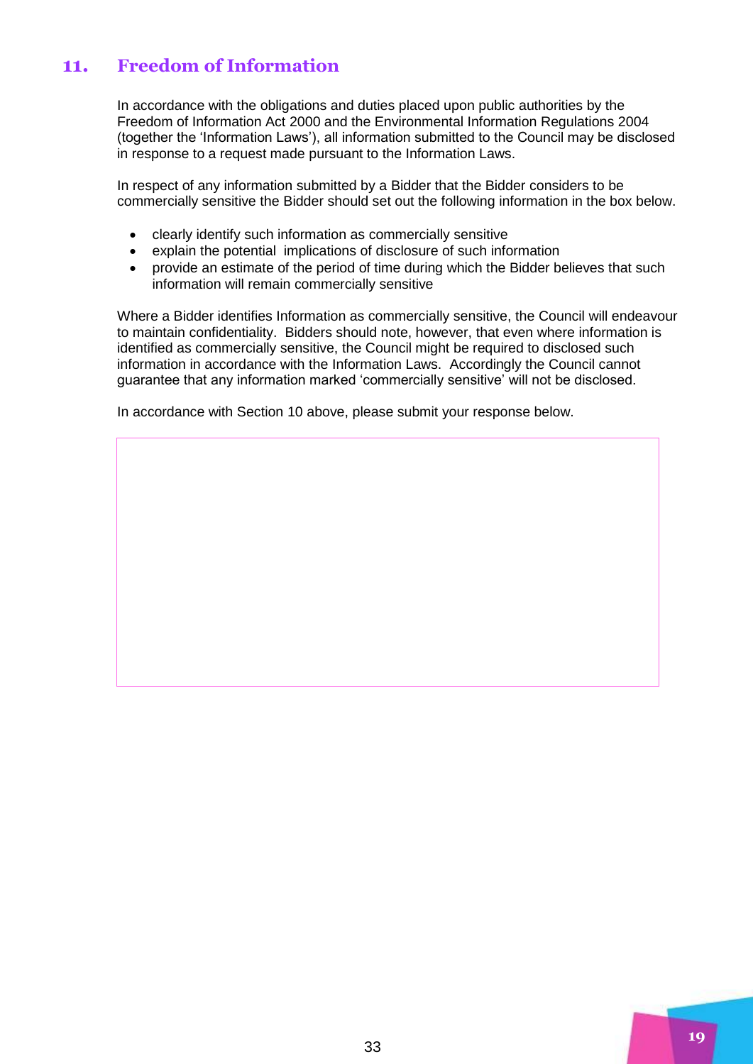## 11. Freedom of Information

In accordance with the obligations and duties placed upon public authorities by the Freedom of Information Act 2000 and the Environmental Information Regulations 2004 (together the 'Information Laws'), all information submitted to the Council may be disclosed in response to a request made pursuant to the Information Laws.

In respect of any information submitted by a Bidder that the Bidder considers to be commercially sensitive the Bidder should set out the following information in the box below.

- clearly identify such information as commercially sensitive
- explain the potential implications of disclosure of such information
- provide an estimate of the period of time during which the Bidder believes that such information will remain commercially sensitive

Where a Bidder identifies Information as commercially sensitive, the Council will endeavour to maintain confidentiality. Bidders should note, however, that even where information is identified as commercially sensitive, the Council might be required to disclosed such information in accordance with the Information Laws. Accordingly the Council cannot guarantee that any information marked 'commercially sensitive' will not be disclosed.

In accordance with Section 10 above, please submit your response below.

| |
|---|
| |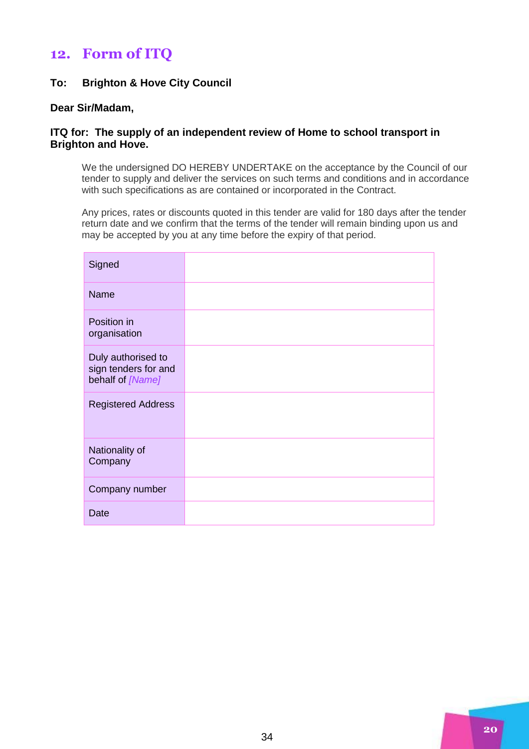## 12. Form of ITQ

**To: Brighton & Hove City Council**

**Dear Sir/Madam,**

**ITQ for: The supply of an independent review of Home to school transport in Brighton and Hove.**

We the undersigned DO HEREBY UNDERTAKE on the acceptance by the Council of our tender to supply and deliver the services on such terms and conditions and in accordance with such specifications as are contained or incorporated in the Contract.

Any prices, rates or discounts quoted in this tender are valid for 180 days after the tender return date and we confirm that the terms of the tender will remain binding upon us and may be accepted by you at any time before the expiry of that period.

| | |
|---|---|
| Signed | |
| Name | |
| Position in organisation | |
| Duly authorised to sign tenders for and behalf of *[Name]* | |
| Registered Address | |
| Nationality of Company | |
| Company number | |
| Date | |